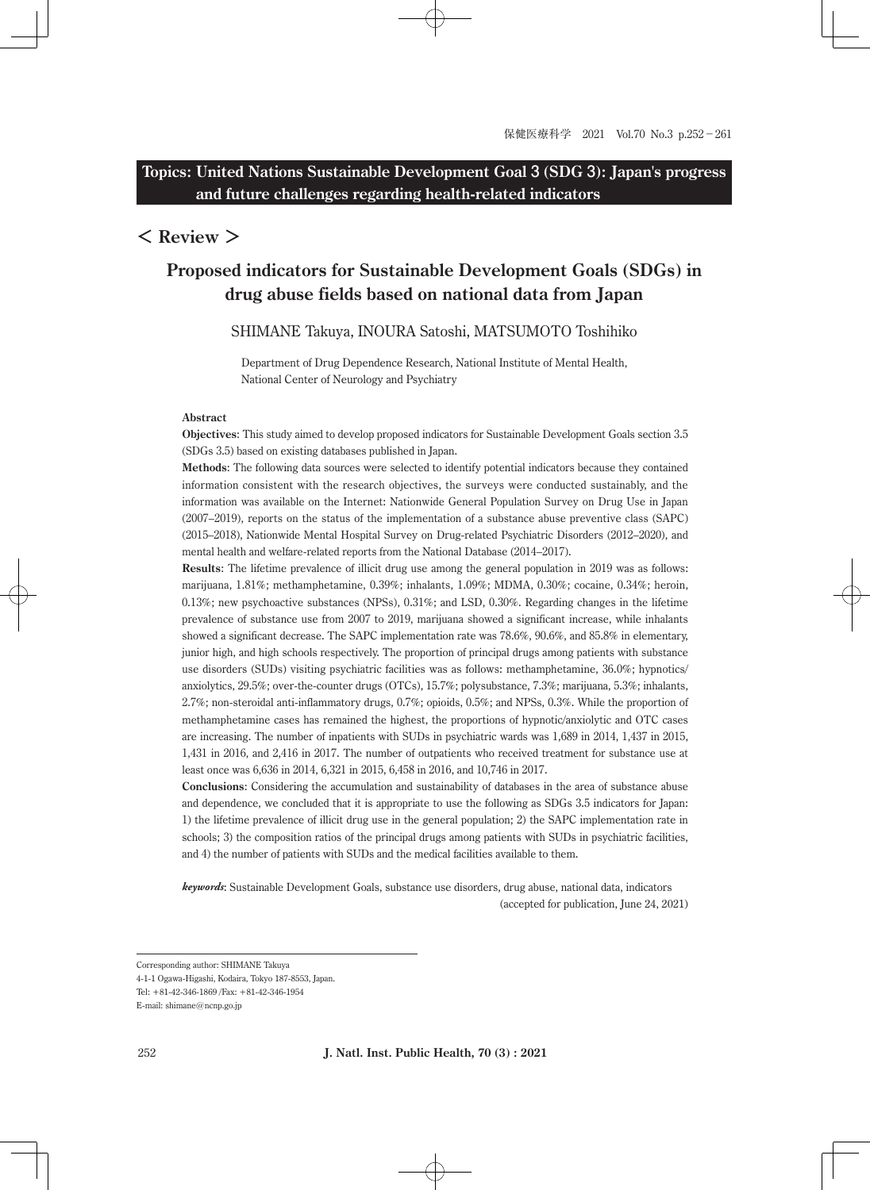**Topics: United Nations Sustainable Development Goal 3 (SDG 3): Japan's progress and future challenges regarding health-related indicators**

## < Review >

# Proposed indicators for Sustainable Development Goals (SDGs) in drug abuse fields based on national data from Japan

SHIMANE Takuya, INOURA Satoshi, MATSUMOTO Toshihiko

Department of Drug Dependence Research, National Institute of Mental Health, National Center of Neurology and Psychiatry

**Abstract**

**Objectives**: This study aimed to develop proposed indicators for Sustainable Development Goals section 3.5 (SDGs 3.5) based on existing databases published in Japan.

**Methods**: The following data sources were selected to identify potential indicators because they contained information consistent with the research objectives, the surveys were conducted sustainably, and the information was available on the Internet: Nationwide General Population Survey on Drug Use in Japan (2007–2019), reports on the status of the implementation of a substance abuse preventive class (SAPC) (2015–2018), Nationwide Mental Hospital Survey on Drug-related Psychiatric Disorders (2012–2020), and mental health and welfare-related reports from the National Database (2014–2017).

**Results**: The lifetime prevalence of illicit drug use among the general population in 2019 was as follows: marijuana, 1.81%; methamphetamine, 0.39%; inhalants, 1.09%; MDMA, 0.30%; cocaine, 0.34%; heroin, 0.13%; new psychoactive substances (NPSs), 0.31%; and LSD, 0.30%. Regarding changes in the lifetime prevalence of substance use from 2007 to 2019, marijuana showed a significant increase, while inhalants showed a significant decrease. The SAPC implementation rate was 78.6%, 90.6%, and 85.8% in elementary, junior high, and high schools respectively. The proportion of principal drugs among patients with substance use disorders (SUDs) visiting psychiatric facilities was as follows: methamphetamine, 36.0%; hypnotics/anxiolytics, 29.5%; over-the-counter drugs (OTCs), 15.7%; polysubstance, 7.3%; marijuana, 5.3%; inhalants, 2.7%; non-steroidal anti-inflammatory drugs, 0.7%; opioids, 0.5%; and NPSs, 0.3%. While the proportion of methamphetamine cases has remained the highest, the proportions of hypnotic/anxiolytic and OTC cases are increasing. The number of inpatients with SUDs in psychiatric wards was 1,689 in 2014, 1,437 in 2015, 1,431 in 2016, and 2,416 in 2017. The number of outpatients who received treatment for substance use at least once was 6,636 in 2014, 6,321 in 2015, 6,458 in 2016, and 10,746 in 2017.

**Conclusions**: Considering the accumulation and sustainability of databases in the area of substance abuse and dependence, we concluded that it is appropriate to use the following as SDGs 3.5 indicators for Japan: 1) the lifetime prevalence of illicit drug use in the general population; 2) the SAPC implementation rate in schools; 3) the composition ratios of the principal drugs among patients with SUDs in psychiatric facilities, and 4) the number of patients with SUDs and the medical facilities available to them.

***keywords***: Sustainable Development Goals, substance use disorders, drug abuse, national data, indicators

(accepted for publication, June 24, 2021)

---

Corresponding author: SHIMANE Takuya
4-1-1 Ogawa-Higashi, Kodaira, Tokyo 187-8553, Japan.
Tel: +81-42-346-1869 /Fax: +81-42-346-1954
E-mail: shimane@ncnp.go.jp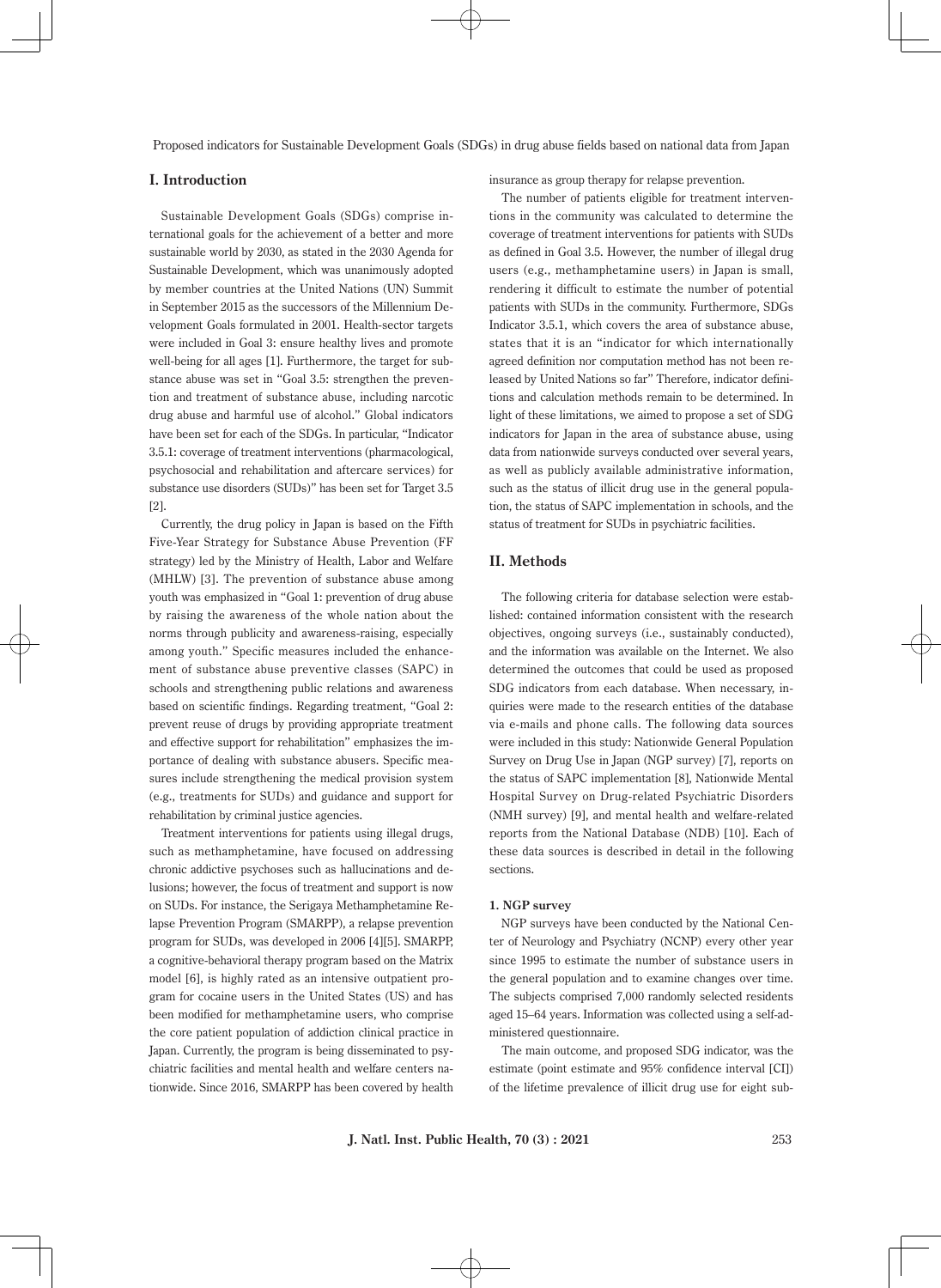## I. Introduction

Sustainable Development Goals (SDGs) comprise international goals for the achievement of a better and more sustainable world by 2030, as stated in the 2030 Agenda for Sustainable Development, which was unanimously adopted by member countries at the United Nations (UN) Summit in September 2015 as the successors of the Millennium Development Goals formulated in 2001. Health-sector targets were included in Goal 3: ensure healthy lives and promote well-being for all ages [1]. Furthermore, the target for substance abuse was set in "Goal 3.5: strengthen the prevention and treatment of substance abuse, including narcotic drug abuse and harmful use of alcohol." Global indicators have been set for each of the SDGs. In particular, "Indicator 3.5.1: coverage of treatment interventions (pharmacological, psychosocial and rehabilitation and aftercare services) for substance use disorders (SUDs)" has been set for Target 3.5 [2].

Currently, the drug policy in Japan is based on the Fifth Five-Year Strategy for Substance Abuse Prevention (FF strategy) led by the Ministry of Health, Labor and Welfare (MHLW) [3]. The prevention of substance abuse among youth was emphasized in "Goal 1: prevention of drug abuse by raising the awareness of the whole nation about the norms through publicity and awareness-raising, especially among youth." Specific measures included the enhancement of substance abuse preventive classes (SAPC) in schools and strengthening public relations and awareness based on scientific findings. Regarding treatment, "Goal 2: prevent reuse of drugs by providing appropriate treatment and effective support for rehabilitation" emphasizes the importance of dealing with substance abusers. Specific measures include strengthening the medical provision system (e.g., treatments for SUDs) and guidance and support for rehabilitation by criminal justice agencies.

Treatment interventions for patients using illegal drugs, such as methamphetamine, have focused on addressing chronic addictive psychoses such as hallucinations and delusions; however, the focus of treatment and support is now on SUDs. For instance, the Serigaya Methamphetamine Relapse Prevention Program (SMARPP), a relapse prevention program for SUDs, was developed in 2006 [4][5]. SMARPP, a cognitive-behavioral therapy program based on the Matrix model [6], is highly rated as an intensive outpatient program for cocaine users in the United States (US) and has been modified for methamphetamine users, who comprise the core patient population of addiction clinical practice in Japan. Currently, the program is being disseminated to psychiatric facilities and mental health and welfare centers nationwide. Since 2016, SMARPP has been covered by health insurance as group therapy for relapse prevention.

The number of patients eligible for treatment interventions in the community was calculated to determine the coverage of treatment interventions for patients with SUDs as defined in Goal 3.5. However, the number of illegal drug users (e.g., methamphetamine users) in Japan is small, rendering it difficult to estimate the number of potential patients with SUDs in the community. Furthermore, SDGs Indicator 3.5.1, which covers the area of substance abuse, states that it is an "indicator for which internationally agreed definition nor computation method has not been released by United Nations so far" Therefore, indicator definitions and calculation methods remain to be determined. In light of these limitations, we aimed to propose a set of SDG indicators for Japan in the area of substance abuse, using data from nationwide surveys conducted over several years, as well as publicly available administrative information, such as the status of illicit drug use in the general population, the status of SAPC implementation in schools, and the status of treatment for SUDs in psychiatric facilities.

## II. Methods

The following criteria for database selection were established: contained information consistent with the research objectives, ongoing surveys (i.e., sustainably conducted), and the information was available on the Internet. We also determined the outcomes that could be used as proposed SDG indicators from each database. When necessary, inquiries were made to the research entities of the database via e-mails and phone calls. The following data sources were included in this study: Nationwide General Population Survey on Drug Use in Japan (NGP survey) [7], reports on the status of SAPC implementation [8], Nationwide Mental Hospital Survey on Drug-related Psychiatric Disorders (NMH survey) [9], and mental health and welfare-related reports from the National Database (NDB) [10]. Each of these data sources is described in detail in the following sections.

### 1. NGP survey

NGP surveys have been conducted by the National Center of Neurology and Psychiatry (NCNP) every other year since 1995 to estimate the number of substance users in the general population and to examine changes over time. The subjects comprised 7,000 randomly selected residents aged 15–64 years. Information was collected using a self-administered questionnaire.

The main outcome, and proposed SDG indicator, was the estimate (point estimate and 95% confidence interval [CI]) of the lifetime prevalence of illicit drug use for eight sub-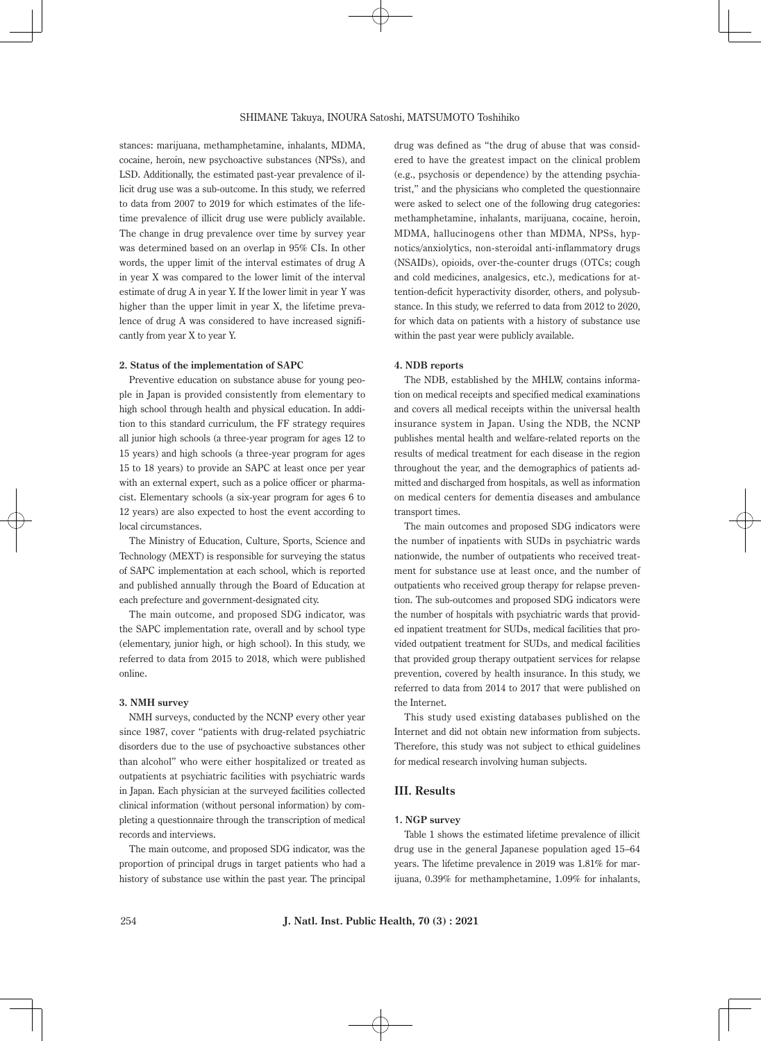stances: marijuana, methamphetamine, inhalants, MDMA, cocaine, heroin, new psychoactive substances (NPSs), and LSD. Additionally, the estimated past-year prevalence of illicit drug use was a sub-outcome. In this study, we referred to data from 2007 to 2019 for which estimates of the lifetime prevalence of illicit drug use were publicly available. The change in drug prevalence over time by survey year was determined based on an overlap in 95% CIs. In other words, the upper limit of the interval estimates of drug A in year X was compared to the lower limit of the interval estimate of drug A in year Y. If the lower limit in year Y was higher than the upper limit in year X, the lifetime prevalence of drug A was considered to have increased significantly from year X to year Y.

#### 2. Status of the implementation of SAPC

Preventive education on substance abuse for young people in Japan is provided consistently from elementary to high school through health and physical education. In addition to this standard curriculum, the FF strategy requires all junior high schools (a three-year program for ages 12 to 15 years) and high schools (a three-year program for ages 15 to 18 years) to provide an SAPC at least once per year with an external expert, such as a police officer or pharmacist. Elementary schools (a six-year program for ages 6 to 12 years) are also expected to host the event according to local circumstances.

The Ministry of Education, Culture, Sports, Science and Technology (MEXT) is responsible for surveying the status of SAPC implementation at each school, which is reported and published annually through the Board of Education at each prefecture and government-designated city.

The main outcome, and proposed SDG indicator, was the SAPC implementation rate, overall and by school type (elementary, junior high, or high school). In this study, we referred to data from 2015 to 2018, which were published online.

#### 3. NMH survey

NMH surveys, conducted by the NCNP every other year since 1987, cover "patients with drug-related psychiatric disorders due to the use of psychoactive substances other than alcohol" who were either hospitalized or treated as outpatients at psychiatric facilities with psychiatric wards in Japan. Each physician at the surveyed facilities collected clinical information (without personal information) by completing a questionnaire through the transcription of medical records and interviews.

The main outcome, and proposed SDG indicator, was the proportion of principal drugs in target patients who had a history of substance use within the past year. The principal drug was defined as "the drug of abuse that was considered to have the greatest impact on the clinical problem (e.g., psychosis or dependence) by the attending psychiatrist," and the physicians who completed the questionnaire were asked to select one of the following drug categories: methamphetamine, inhalants, marijuana, cocaine, heroin, MDMA, hallucinogens other than MDMA, NPSs, hypnotics/anxiolytics, non-steroidal anti-inflammatory drugs (NSAIDs), opioids, over-the-counter drugs (OTCs; cough and cold medicines, analgesics, etc.), medications for attention-deficit hyperactivity disorder, others, and polysubstance. In this study, we referred to data from 2012 to 2020, for which data on patients with a history of substance use within the past year were publicly available.

#### 4. NDB reports

The NDB, established by the MHLW, contains information on medical receipts and specified medical examinations and covers all medical receipts within the universal health insurance system in Japan. Using the NDB, the NCNP publishes mental health and welfare-related reports on the results of medical treatment for each disease in the region throughout the year, and the demographics of patients admitted and discharged from hospitals, as well as information on medical centers for dementia diseases and ambulance transport times.

The main outcomes and proposed SDG indicators were the number of inpatients with SUDs in psychiatric wards nationwide, the number of outpatients who received treatment for substance use at least once, and the number of outpatients who received group therapy for relapse prevention. The sub-outcomes and proposed SDG indicators were the number of hospitals with psychiatric wards that provided inpatient treatment for SUDs, medical facilities that provided outpatient treatment for SUDs, and medical facilities that provided group therapy outpatient services for relapse prevention, covered by health insurance. In this study, we referred to data from 2014 to 2017 that were published on the Internet.

This study used existing databases published on the Internet and did not obtain new information from subjects. Therefore, this study was not subject to ethical guidelines for medical research involving human subjects.

## III. Results

#### 1. NGP survey

Table 1 shows the estimated lifetime prevalence of illicit drug use in the general Japanese population aged 15–64 years. The lifetime prevalence in 2019 was 1.81% for marijuana, 0.39% for methamphetamine, 1.09% for inhalants,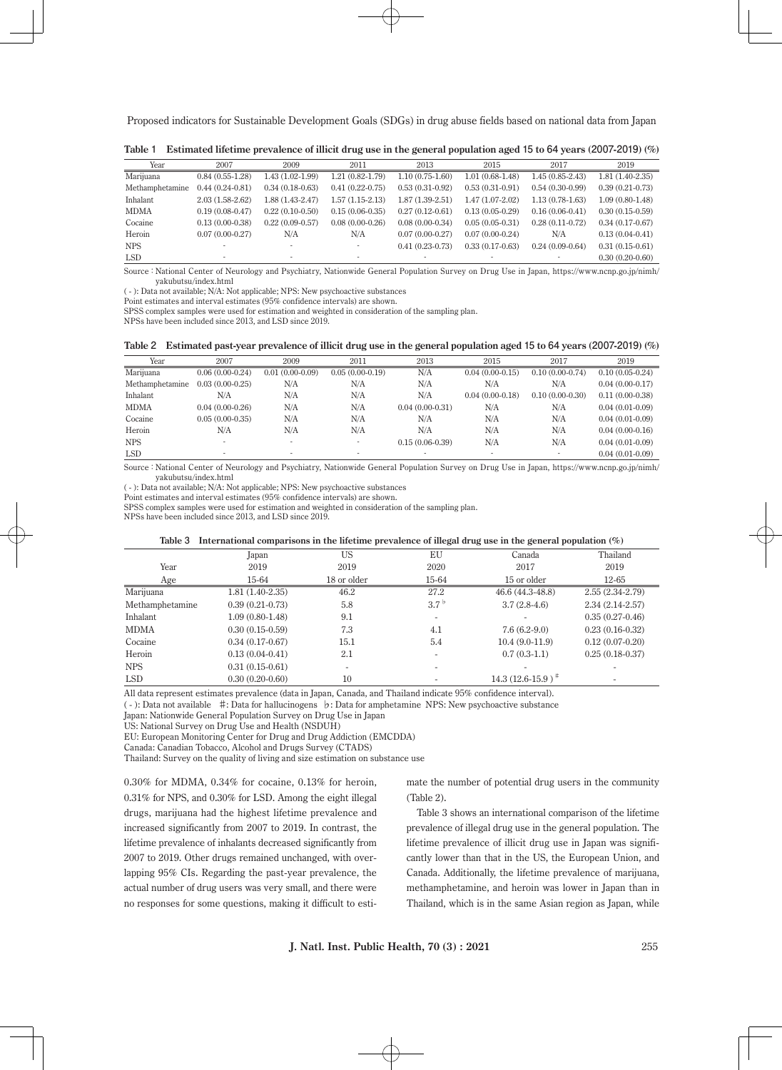**Table 1 Estimated lifetime prevalence of illicit drug use in the general population aged 15 to 64 years (2007-2019) (%)**

| Year | 2007 | 2009 | 2011 | 2013 | 2015 | 2017 | 2019 |
|---|---|---|---|---|---|---|---|
| Marijuana | 0.84 (0.55-1.28) | 1.43 (1.02-1.99) | 1.21 (0.82-1.79) | 1.10 (0.75-1.60) | 1.01 (0.68-1.48) | 1.45 (0.85-2.43) | 1.81 (1.40-2.35) |
| Methamphetamine | 0.44 (0.24-0.81) | 0.34 (0.18-0.63) | 0.41 (0.22-0.75) | 0.53 (0.31-0.92) | 0.53 (0.31-0.91) | 0.54 (0.30-0.99) | 0.39 (0.21-0.73) |
| Inhalant | 2.03 (1.58-2.62) | 1.88 (1.43-2.47) | 1.57 (1.15-2.13) | 1.87 (1.39-2.51) | 1.47 (1.07-2.02) | 1.13 (0.78-1.63) | 1.09 (0.80-1.48) |
| MDMA | 0.19 (0.08-0.47) | 0.22 (0.10-0.50) | 0.15 (0.06-0.35) | 0.27 (0.12-0.61) | 0.13 (0.05-0.29) | 0.16 (0.06-0.41) | 0.30 (0.15-0.59) |
| Cocaine | 0.13 (0.00-0.38) | 0.22 (0.09-0.57) | 0.08 (0.00-0.26) | 0.08 (0.00-0.34) | 0.05 (0.05-0.31) | 0.28 (0.11-0.72) | 0.34 (0.17-0.67) |
| Heroin | 0.07 (0.00-0.27) | N/A | N/A | 0.07 (0.00-0.27) | 0.07 (0.00-0.24) | N/A | 0.13 (0.04-0.41) |
| NPS | - | - | - | 0.41 (0.23-0.73) | 0.33 (0.17-0.63) | 0.24 (0.09-0.64) | 0.31 (0.15-0.61) |
| LSD | - | - | - | - | - | - | 0.30 (0.20-0.60) |

Source : National Center of Neurology and Psychiatry, Nationwide General Population Survey on Drug Use in Japan, https://www.ncnp.go.jp/nimh/yakubutsu/index.html
( - ): Data not available; N/A: Not applicable; NPS: New psychoactive substances
Point estimates and interval estimates (95% confidence intervals) are shown.
SPSS complex samples were used for estimation and weighted in consideration of the sampling plan.
NPSs have been included since 2013, and LSD since 2019.

**Table 2 Estimated past-year prevalence of illicit drug use in the general population aged 15 to 64 years (2007-2019) (%)**

| Year | 2007 | 2009 | 2011 | 2013 | 2015 | 2017 | 2019 |
|---|---|---|---|---|---|---|---|
| Marijuana | 0.06 (0.00-0.24) | 0.01 (0.00-0.09) | 0.05 (0.00-0.19) | N/A | 0.04 (0.00-0.15) | 0.10 (0.00-0.74) | 0.10 (0.05-0.24) |
| Methamphetamine | 0.03 (0.00-0.25) | N/A | N/A | N/A | N/A | N/A | 0.04 (0.00-0.17) |
| Inhalant | N/A | N/A | N/A | N/A | 0.04 (0.00-0.18) | 0.10 (0.00-0.30) | 0.11 (0.00-0.38) |
| MDMA | 0.04 (0.00-0.26) | N/A | N/A | 0.04 (0.00-0.31) | N/A | N/A | 0.04 (0.01-0.09) |
| Cocaine | 0.05 (0.00-0.35) | N/A | N/A | N/A | N/A | N/A | 0.04 (0.01-0.09) |
| Heroin | N/A | N/A | N/A | N/A | N/A | N/A | 0.04 (0.00-0.16) |
| NPS | - | - | - | 0.15 (0.06-0.39) | N/A | N/A | 0.04 (0.01-0.09) |
| LSD | - | - | - | - | - | - | 0.04 (0.01-0.09) |

Source : National Center of Neurology and Psychiatry, Nationwide General Population Survey on Drug Use in Japan, https://www.ncnp.go.jp/nimh/yakubutsu/index.html
( - ): Data not available; N/A: Not applicable; NPS: New psychoactive substances
Point estimates and interval estimates (95% confidence intervals) are shown.
SPSS complex samples were used for estimation and weighted in consideration of the sampling plan.
NPSs have been included since 2013, and LSD since 2019.

**Table 3 International comparisons in the lifetime prevalence of illegal drug use in the general population (%)**

| | Japan | US | EU | Canada | Thailand |
|---|---|---|---|---|---|
| Year | 2019 | 2019 | 2020 | 2017 | 2019 |
| Age | 15-64 | 18 or older | 15-64 | 15 or older | 12-65 |
| Marijuana | 1.81 (1.40-2.35) | 46.2 | 27.2 | 46.6 (44.3-48.8) | 2.55 (2.34-2.79) |
| Methamphetamine | 0.39 (0.21-0.73) | 5.8 | 3.7 ♭ | 3.7 (2.8-4.6) | 2.34 (2.14-2.57) |
| Inhalant | 1.09 (0.80-1.48) | 9.1 | - | - | 0.35 (0.27-0.46) |
| MDMA | 0.30 (0.15-0.59) | 7.3 | 4.1 | 7.6 (6.2-9.0) | 0.23 (0.16-0.32) |
| Cocaine | 0.34 (0.17-0.67) | 15.1 | 5.4 | 10.4 (9.0-11.9) | 0.12 (0.07-0.20) |
| Heroin | 0.13 (0.04-0.41) | 2.1 | - | 0.7 (0.3-1.1) | 0.25 (0.18-0.37) |
| NPS | 0.31 (0.15-0.61) | - | - | - | - |
| LSD | 0.30 (0.20-0.60) | 10 | - | 14.3 (12.6-15.9 ) ♯ | - |

All data represent estimates prevalence (data in Japan, Canada, and Thailand indicate 95% confidence interval).
( - ): Data not available ♯: Data for hallucinogens ♭: Data for amphetamine NPS: New psychoactive substance
Japan: Nationwide General Population Survey on Drug Use in Japan
US: National Survey on Drug Use and Health (NSDUH)
EU: European Monitoring Center for Drug and Drug Addiction (EMCDDA)
Canada: Canadian Tobacco, Alcohol and Drugs Survey (CTADS)
Thailand: Survey on the quality of living and size estimation on substance use

0.30% for MDMA, 0.34% for cocaine, 0.13% for heroin, 0.31% for NPS, and 0.30% for LSD. Among the eight illegal drugs, marijuana had the highest lifetime prevalence and increased significantly from 2007 to 2019. In contrast, the lifetime prevalence of inhalants decreased significantly from 2007 to 2019. Other drugs remained unchanged, with overlapping 95% CIs. Regarding the past-year prevalence, the actual number of drug users was very small, and there were no responses for some questions, making it difficult to estimate the number of potential drug users in the community (Table 2).

Table 3 shows an international comparison of the lifetime prevalence of illegal drug use in the general population. The lifetime prevalence of illicit drug use in Japan was significantly lower than that in the US, the European Union, and Canada. Additionally, the lifetime prevalence of marijuana, methamphetamine, and heroin was lower in Japan than in Thailand, which is in the same Asian region as Japan, while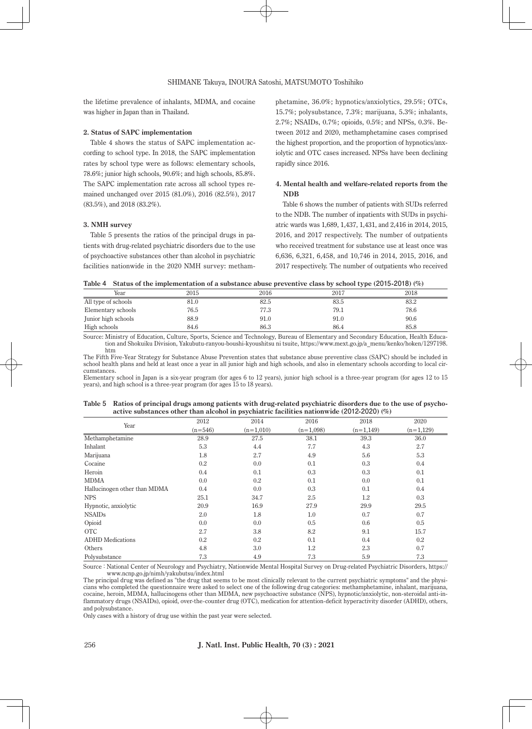the lifetime prevalence of inhalants, MDMA, and cocaine was higher in Japan than in Thailand.

#### 2. Status of SAPC implementation

Table 4 shows the status of SAPC implementation according to school type. In 2018, the SAPC implementation rates by school type were as follows: elementary schools, 78.6%; junior high schools, 90.6%; and high schools, 85.8%. The SAPC implementation rate across all school types remained unchanged over 2015 (81.0%), 2016 (82.5%), 2017 (83.5%), and 2018 (83.2%).

#### 3. NMH survey

Table 5 presents the ratios of the principal drugs in patients with drug-related psychiatric disorders due to the use of psychoactive substances other than alcohol in psychiatric facilities nationwide in the 2020 NMH survey: methamphetamine, 36.0%; hypnotics/anxiolytics, 29.5%; OTCs, 15.7%; polysubstance, 7.3%; marijuana, 5.3%; inhalants, 2.7%; NSAIDs, 0.7%; opioids, 0.5%; and NPSs, 0.3%. Between 2012 and 2020, methamphetamine cases comprised the highest proportion, and the proportion of hypnotics/anxiolytic and OTC cases increased. NPSs have been declining rapidly since 2016.

#### 4. Mental health and welfare-related reports from the NDB

Table 6 shows the number of patients with SUDs referred to the NDB. The number of inpatients with SUDs in psychiatric wards was 1,689, 1,437, 1,431, and 2,416 in 2014, 2015, 2016, and 2017 respectively. The number of outpatients who received treatment for substance use at least once was 6,636, 6,321, 6,458, and 10,746 in 2014, 2015, 2016, and 2017 respectively. The number of outpatients who received

**Table 4 Status of the implementation of a substance abuse preventive class by school type (2015-2018) (%)**

| Year | 2015 | 2016 | 2017 | 2018 |
|---|---|---|---|---|
| All type of schools | 81.0 | 82.5 | 83.5 | 83.2 |
| Elementary schools | 76.5 | 77.3 | 79.1 | 78.6 |
| Junior high schools | 88.9 | 91.0 | 91.0 | 90.6 |
| High schools | 84.6 | 86.3 | 86.4 | 85.8 |

Source: Ministry of Education, Culture, Sports, Science and Technology, Bureau of Elementary and Secondary Education, Health Education and Shokuiku Division, Yakubutu-ranyou-boushi-kyoushitsu ni tsuite, https://www.mext.go.jp/a_menu/kenko/hoken/1297198.htm

The Fifth Five-Year Strategy for Substance Abuse Prevention states that substance abuse preventive class (SAPC) should be included in school health plans and held at least once a year in all junior high and high schools, and also in elementary schools according to local circumstances.

Elementary school in Japan is a six-year program (for ages 6 to 12 years), junior high school is a three-year program (for ages 12 to 15 years), and high school is a three-year program (for ages 15 to 18 years).

**Table 5 Ratios of principal drugs among patients with drug-related psychiatric disorders due to the use of psychoactive substances other than alcohol in psychiatric facilities nationwide (2012-2020) (%)**

| Year | 2012 (n=546) | 2014 (n=1,010) | 2016 (n=1,098) | 2018 (n=1,149) | 2020 (n=1,129) |
|---|---|---|---|---|---|
| Methamphetamine | 28.9 | 27.5 | 38.1 | 39.3 | 36.0 |
| Inhalant | 5.3 | 4.4 | 7.7 | 4.3 | 2.7 |
| Marijuana | 1.8 | 2.7 | 4.9 | 5.6 | 5.3 |
| Cocaine | 0.2 | 0.0 | 0.1 | 0.3 | 0.4 |
| Heroin | 0.4 | 0.1 | 0.3 | 0.3 | 0.1 |
| MDMA | 0.0 | 0.2 | 0.1 | 0.0 | 0.1 |
| Hallucinogen other than MDMA | 0.4 | 0.0 | 0.3 | 0.1 | 0.4 |
| NPS | 25.1 | 34.7 | 2.5 | 1.2 | 0.3 |
| Hypnotic, anxiolytic | 20.9 | 16.9 | 27.9 | 29.9 | 29.5 |
| NSAIDs | 2.0 | 1.8 | 1.0 | 0.7 | 0.7 |
| Opioid | 0.0 | 0.0 | 0.5 | 0.6 | 0.5 |
| OTC | 2.7 | 3.8 | 8.2 | 9.1 | 15.7 |
| ADHD Medications | 0.2 | 0.2 | 0.1 | 0.4 | 0.2 |
| Others | 4.8 | 3.0 | 1.2 | 2.3 | 0.7 |
| Polysubstance | 7.3 | 4.9 | 7.3 | 5.9 | 7.3 |

Source : National Center of Neurology and Psychiatry, Nationwide Mental Hospital Survey on Drug-related Psychiatric Disorders, https://www.ncnp.go.jp/nimh/yakubutsu/index.html

The principal drug was defined as "the drug that seems to be most clinically relevant to the current psychiatric symptoms" and the physicians who completed the questionnaire were asked to select one of the following drug categories: methamphetamine, inhalant, marijuana, cocaine, heroin, MDMA, hallucinogens other than MDMA, new psychoactive substance (NPS), hypnotic/anxiolytic, non-steroidal anti-inflammatory drugs (NSAIDs), opioid, over-the-counter drug (OTC), medication for attention-deficit hyperactivity disorder (ADHD), others, and polysubstance.

Only cases with a history of drug use within the past year were selected.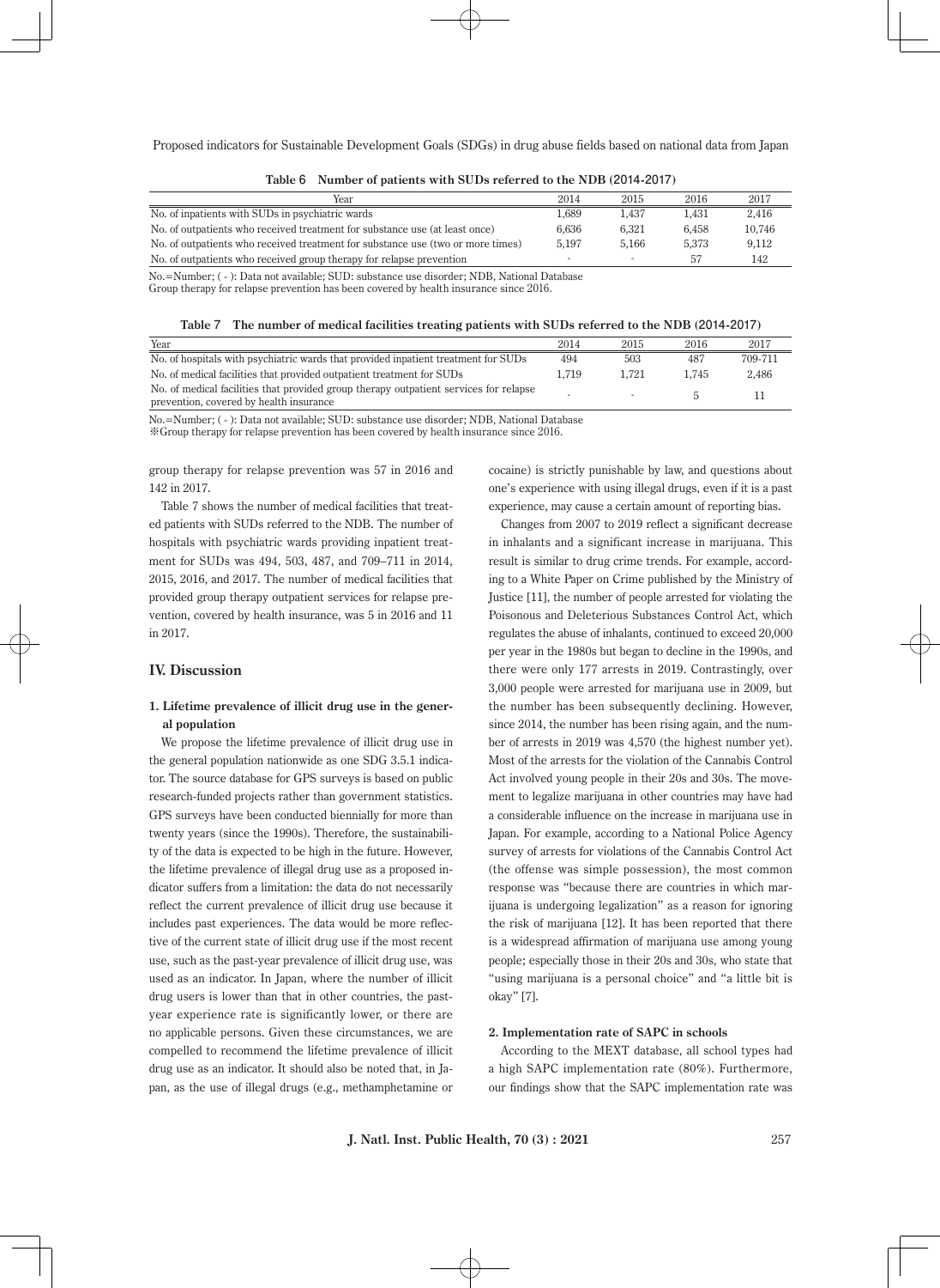**Table 6　Number of patients with SUDs referred to the NDB (2014-2017)**

| Year | 2014 | 2015 | 2016 | 2017 |
|---|---|---|---|---|
| No. of inpatients with SUDs in psychiatric wards | 1,689 | 1,437 | 1,431 | 2,416 |
| No. of outpatients who received treatment for substance use (at least once) | 6,636 | 6,321 | 6,458 | 10,746 |
| No. of outpatients who received treatment for substance use (two or more times) | 5,197 | 5,166 | 5,373 | 9,112 |
| No. of outpatients who received group therapy for relapse prevention | - | - | 57 | 142 |

No.=Number; ( - ): Data not available; SUD: substance use disorder; NDB, National Database
Group therapy for relapse prevention has been covered by health insurance since 2016.

**Table 7　The number of medical facilities treating patients with SUDs referred to the NDB (2014-2017)**

| Year | 2014 | 2015 | 2016 | 2017 |
|---|---|---|---|---|
| No. of hospitals with psychiatric wards that provided inpatient treatment for SUDs | 494 | 503 | 487 | 709-711 |
| No. of medical facilities that provided outpatient treatment for SUDs | 1,719 | 1,721 | 1,745 | 2,486 |
| No. of medical facilities that provided group therapy outpatient services for relapse prevention, covered by health insurance | - | - | 5 | 11 |

No.=Number; ( - ): Data not available; SUD: substance use disorder; NDB, National Database
※Group therapy for relapse prevention has been covered by health insurance since 2016.

group therapy for relapse prevention was 57 in 2016 and 142 in 2017.

Table 7 shows the number of medical facilities that treated patients with SUDs referred to the NDB. The number of hospitals with psychiatric wards providing inpatient treatment for SUDs was 494, 503, 487, and 709–711 in 2014, 2015, 2016, and 2017. The number of medical facilities that provided group therapy outpatient services for relapse prevention, covered by health insurance, was 5 in 2016 and 11 in 2017.

## IV. Discussion

### 1. Lifetime prevalence of illicit drug use in the general population

We propose the lifetime prevalence of illicit drug use in the general population nationwide as one SDG 3.5.1 indicator. The source database for GPS surveys is based on public research-funded projects rather than government statistics. GPS surveys have been conducted biennially for more than twenty years (since the 1990s). Therefore, the sustainability of the data is expected to be high in the future. However, the lifetime prevalence of illegal drug use as a proposed indicator suffers from a limitation: the data do not necessarily reflect the current prevalence of illicit drug use because it includes past experiences. The data would be more reflective of the current state of illicit drug use if the most recent use, such as the past-year prevalence of illicit drug use, was used as an indicator. In Japan, where the number of illicit drug users is lower than that in other countries, the past-year experience rate is significantly lower, or there are no applicable persons. Given these circumstances, we are compelled to recommend the lifetime prevalence of illicit drug use as an indicator. It should also be noted that, in Japan, as the use of illegal drugs (e.g., methamphetamine or cocaine) is strictly punishable by law, and questions about one's experience with using illegal drugs, even if it is a past experience, may cause a certain amount of reporting bias.

Changes from 2007 to 2019 reflect a significant decrease in inhalants and a significant increase in marijuana. This result is similar to drug crime trends. For example, according to a White Paper on Crime published by the Ministry of Justice [11], the number of people arrested for violating the Poisonous and Deleterious Substances Control Act, which regulates the abuse of inhalants, continued to exceed 20,000 per year in the 1980s but began to decline in the 1990s, and there were only 177 arrests in 2019. Contrastingly, over 3,000 people were arrested for marijuana use in 2009, but the number has been subsequently declining. However, since 2014, the number has been rising again, and the number of arrests in 2019 was 4,570 (the highest number yet). Most of the arrests for the violation of the Cannabis Control Act involved young people in their 20s and 30s. The movement to legalize marijuana in other countries may have had a considerable influence on the increase in marijuana use in Japan. For example, according to a National Police Agency survey of arrests for violations of the Cannabis Control Act (the offense was simple possession), the most common response was "because there are countries in which marijuana is undergoing legalization" as a reason for ignoring the risk of marijuana [12]. It has been reported that there is a widespread affirmation of marijuana use among young people; especially those in their 20s and 30s, who state that "using marijuana is a personal choice" and "a little bit is okay" [7].

### 2. Implementation rate of SAPC in schools

According to the MEXT database, all school types had a high SAPC implementation rate (80%). Furthermore, our findings show that the SAPC implementation rate was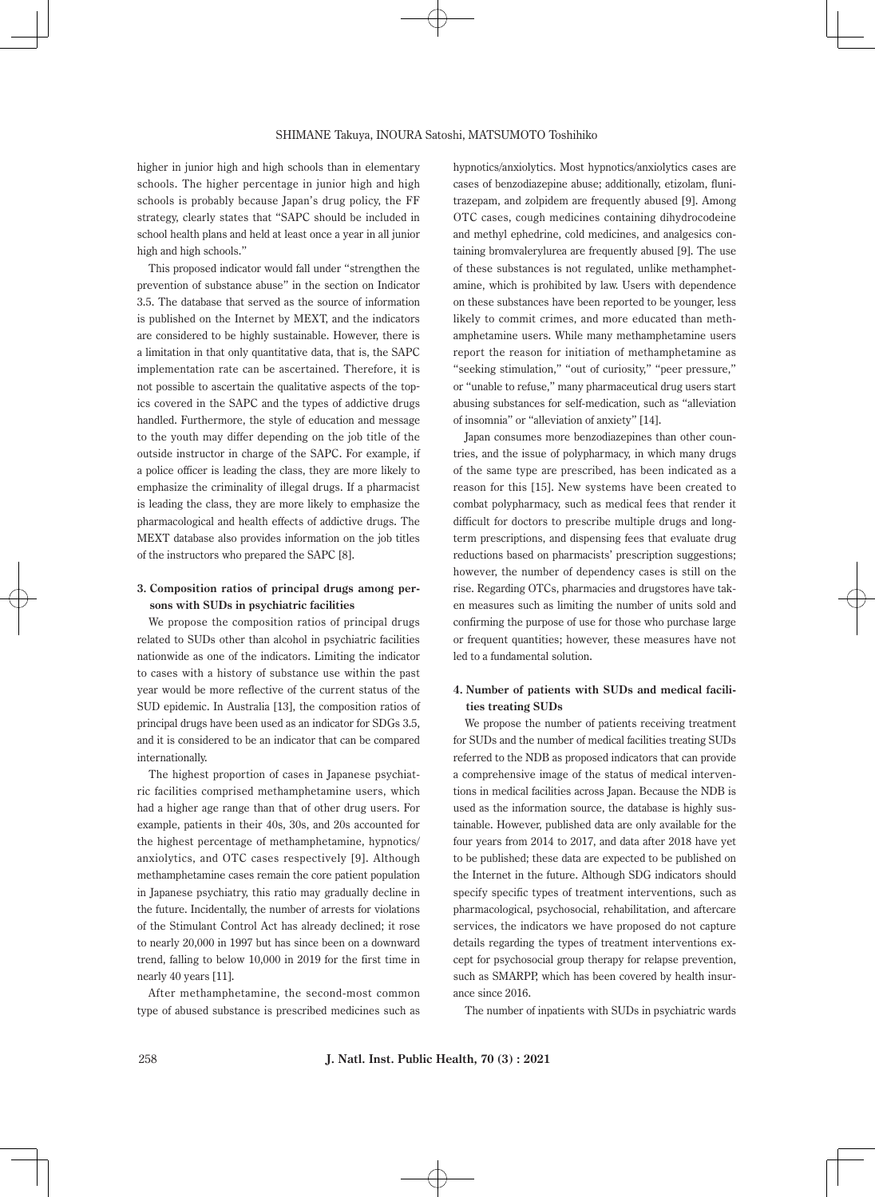higher in junior high and high schools than in elementary schools. The higher percentage in junior high and high schools is probably because Japan's drug policy, the FF strategy, clearly states that "SAPC should be included in school health plans and held at least once a year in all junior high and high schools."

This proposed indicator would fall under "strengthen the prevention of substance abuse" in the section on Indicator 3.5. The database that served as the source of information is published on the Internet by MEXT, and the indicators are considered to be highly sustainable. However, there is a limitation in that only quantitative data, that is, the SAPC implementation rate can be ascertained. Therefore, it is not possible to ascertain the qualitative aspects of the topics covered in the SAPC and the types of addictive drugs handled. Furthermore, the style of education and message to the youth may differ depending on the job title of the outside instructor in charge of the SAPC. For example, if a police officer is leading the class, they are more likely to emphasize the criminality of illegal drugs. If a pharmacist is leading the class, they are more likely to emphasize the pharmacological and health effects of addictive drugs. The MEXT database also provides information on the job titles of the instructors who prepared the SAPC [8].

### 3. Composition ratios of principal drugs among persons with SUDs in psychiatric facilities

We propose the composition ratios of principal drugs related to SUDs other than alcohol in psychiatric facilities nationwide as one of the indicators. Limiting the indicator to cases with a history of substance use within the past year would be more reflective of the current status of the SUD epidemic. In Australia [13], the composition ratios of principal drugs have been used as an indicator for SDGs 3.5, and it is considered to be an indicator that can be compared internationally.

The highest proportion of cases in Japanese psychiatric facilities comprised methamphetamine users, which had a higher age range than that of other drug users. For example, patients in their 40s, 30s, and 20s accounted for the highest percentage of methamphetamine, hypnotics/anxiolytics, and OTC cases respectively [9]. Although methamphetamine cases remain the core patient population in Japanese psychiatry, this ratio may gradually decline in the future. Incidentally, the number of arrests for violations of the Stimulant Control Act has already declined; it rose to nearly 20,000 in 1997 but has since been on a downward trend, falling to below 10,000 in 2019 for the first time in nearly 40 years [11].

After methamphetamine, the second-most common type of abused substance is prescribed medicines such as hypnotics/anxiolytics. Most hypnotics/anxiolytics cases are cases of benzodiazepine abuse; additionally, etizolam, flunitrazepam, and zolpidem are frequently abused [9]. Among OTC cases, cough medicines containing dihydrocodeine and methyl ephedrine, cold medicines, and analgesics containing bromvalerylurea are frequently abused [9]. The use of these substances is not regulated, unlike methamphetamine, which is prohibited by law. Users with dependence on these substances have been reported to be younger, less likely to commit crimes, and more educated than methamphetamine users. While many methamphetamine users report the reason for initiation of methamphetamine as "seeking stimulation," "out of curiosity," "peer pressure," or "unable to refuse," many pharmaceutical drug users start abusing substances for self-medication, such as "alleviation of insomnia" or "alleviation of anxiety" [14].

Japan consumes more benzodiazepines than other countries, and the issue of polypharmacy, in which many drugs of the same type are prescribed, has been indicated as a reason for this [15]. New systems have been created to combat polypharmacy, such as medical fees that render it difficult for doctors to prescribe multiple drugs and long-term prescriptions, and dispensing fees that evaluate drug reductions based on pharmacists' prescription suggestions; however, the number of dependency cases is still on the rise. Regarding OTCs, pharmacies and drugstores have taken measures such as limiting the number of units sold and confirming the purpose of use for those who purchase large or frequent quantities; however, these measures have not led to a fundamental solution.

### 4. Number of patients with SUDs and medical facilities treating SUDs

We propose the number of patients receiving treatment for SUDs and the number of medical facilities treating SUDs referred to the NDB as proposed indicators that can provide a comprehensive image of the status of medical interventions in medical facilities across Japan. Because the NDB is used as the information source, the database is highly sustainable. However, published data are only available for the four years from 2014 to 2017, and data after 2018 have yet to be published; these data are expected to be published on the Internet in the future. Although SDG indicators should specify specific types of treatment interventions, such as pharmacological, psychosocial, rehabilitation, and aftercare services, the indicators we have proposed do not capture details regarding the types of treatment interventions except for psychosocial group therapy for relapse prevention, such as SMARPP, which has been covered by health insurance since 2016.

The number of inpatients with SUDs in psychiatric wards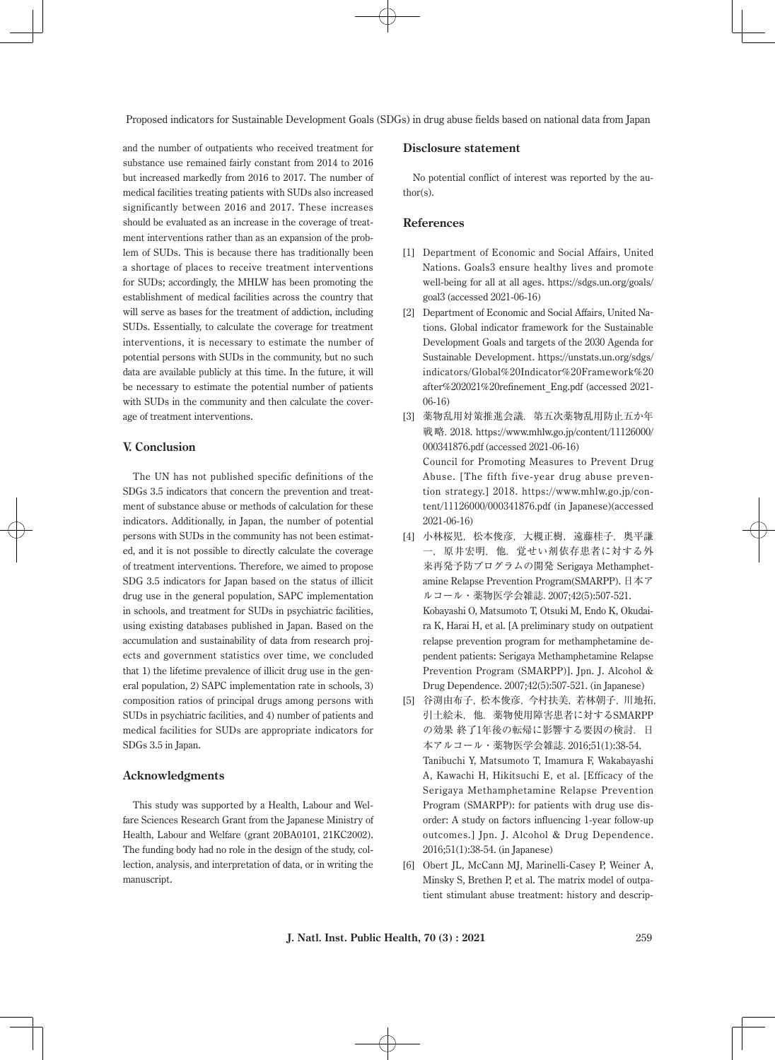and the number of outpatients who received treatment for substance use remained fairly constant from 2014 to 2016 but increased markedly from 2016 to 2017. The number of medical facilities treating patients with SUDs also increased significantly between 2016 and 2017. These increases should be evaluated as an increase in the coverage of treatment interventions rather than as an expansion of the problem of SUDs. This is because there has traditionally been a shortage of places to receive treatment interventions for SUDs; accordingly, the MHLW has been promoting the establishment of medical facilities across the country that will serve as bases for the treatment of addiction, including SUDs. Essentially, to calculate the coverage for treatment interventions, it is necessary to estimate the number of potential persons with SUDs in the community, but no such data are available publicly at this time. In the future, it will be necessary to estimate the potential number of patients with SUDs in the community and then calculate the coverage of treatment interventions.

## V. Conclusion

The UN has not published specific definitions of the SDGs 3.5 indicators that concern the prevention and treatment of substance abuse or methods of calculation for these indicators. Additionally, in Japan, the number of potential persons with SUDs in the community has not been estimated, and it is not possible to directly calculate the coverage of treatment interventions. Therefore, we aimed to propose SDG 3.5 indicators for Japan based on the status of illicit drug use in the general population, SAPC implementation in schools, and treatment for SUDs in psychiatric facilities, using existing databases published in Japan. Based on the accumulation and sustainability of data from research projects and government statistics over time, we concluded that 1) the lifetime prevalence of illicit drug use in the general population, 2) SAPC implementation rate in schools, 3) composition ratios of principal drugs among persons with SUDs in psychiatric facilities, and 4) number of patients and medical facilities for SUDs are appropriate indicators for SDGs 3.5 in Japan.

## Acknowledgments

This study was supported by a Health, Labour and Welfare Sciences Research Grant from the Japanese Ministry of Health, Labour and Welfare (grant 20BA0101, 21KC2002). The funding body had no role in the design of the study, collection, analysis, and interpretation of data, or in writing the manuscript.

## Disclosure statement

No potential conflict of interest was reported by the author(s).

## References

[1] Department of Economic and Social Affairs, United Nations. Goals3 ensure healthy lives and promote well-being for all at all ages. https://sdgs.un.org/goals/goal3 (accessed 2021-06-16)

[2] Department of Economic and Social Affairs, United Nations. Global indicator framework for the Sustainable Development Goals and targets of the 2030 Agenda for Sustainable Development. https://unstats.un.org/sdgs/indicators/Global%20Indicator%20Framework%20after%202021%20refinement_Eng.pdf (accessed 2021-06-16)

[3] 薬物乱用対策推進会議．第五次薬物乱用防止五か年戦略. 2018. https://www.mhlw.go.jp/content/11126000/000341876.pdf (accessed 2021-06-16)
Council for Promoting Measures to Prevent Drug Abuse. [The fifth five-year drug abuse prevention strategy.] 2018. https://www.mhlw.go.jp/content/11126000/000341876.pdf (in Japanese)(accessed 2021-06-16)

[4] 小林桜児，松本俊彦，大槻正樹，遠藤桂子，奥平謙一，原井宏明，他．覚せい剤依存患者に対する外来再発予防プログラムの開発 Serigaya Methamphetamine Relapse Prevention Program(SMARPP). 日本アルコール・薬物医学会雑誌. 2007;42(5):507-521.
Kobayashi O, Matsumoto T, Otsuki M, Endo K, Okudaira K, Harai H, et al. [A preliminary study on outpatient relapse prevention program for methamphetamine dependent patients: Serigaya Methamphetamine Relapse Prevention Program (SMARPP)]. Jpn. J. Alcohol & Drug Dependence. 2007;42(5):507-521. (in Japanese)

[5] 谷渕由布子，松本俊彦，今村扶美，若林朝子，川地拓，引土絵未，他．薬物使用障害患者に対するSMARPPの効果 終了1年後の転帰に影響する要因の検討．日本アルコール・薬物医学会雑誌. 2016;51(1):38-54.
Tanibuchi Y, Matsumoto T, Imamura F, Wakabayashi A, Kawachi H, Hikitsuchi E, et al. [Efficacy of the Serigaya Methamphetamine Relapse Prevention Program (SMARPP): for patients with drug use disorder: A study on factors influencing 1-year follow-up outcomes.] Jpn. J. Alcohol & Drug Dependence. 2016;51(1):38-54. (in Japanese)

[6] Obert JL, McCann MJ, Marinelli-Casey P, Weiner A, Minsky S, Brethen P, et al. The matrix model of outpatient stimulant abuse treatment: history and descrip-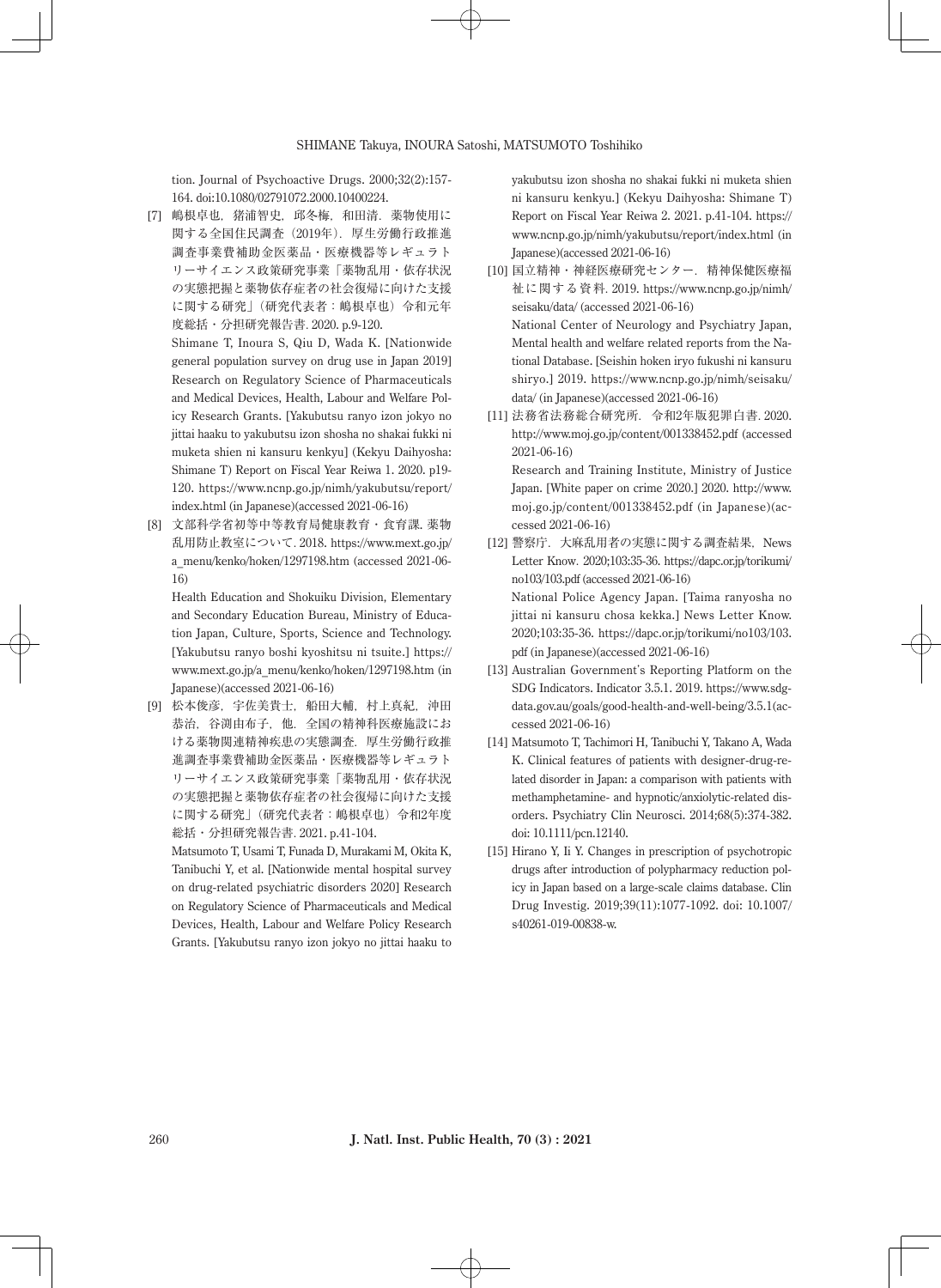tion. Journal of Psychoactive Drugs. 2000;32(2):157-164. doi:10.1080/02791072.2000.10400224.

[7] 嶋根卓也，猪浦智史，邱冬梅，和田清．薬物使用に関する全国住民調査（2019年）．厚生労働行政推進調査事業費補助金医薬品・医療機器等レギュラトリーサイエンス政策研究事業「薬物乱用・依存状況の実態把握と薬物依存症者の社会復帰に向けた支援に関する研究」（研究代表者：嶋根卓也）令和元年度総括・分担研究報告書. 2020. p.9-120.
Shimane T, Inoura S, Qiu D, Wada K. [Nationwide general population survey on drug use in Japan 2019] Research on Regulatory Science of Pharmaceuticals and Medical Devices, Health, Labour and Welfare Policy Research Grants. [Yakubutsu ranyo izon jokyo no jittai haaku to yakubutsu izon shosha no shakai fukki ni muketa shien ni kansuru kenkyu] (Kekyu Daihyosha: Shimane T) Report on Fiscal Year Reiwa 1. 2020. p19-120. https://www.ncnp.go.jp/nimh/yakubutsu/report/index.html (in Japanese)(accessed 2021-06-16)

[8] 文部科学省初等中等教育局健康教育・食育課. 薬物乱用防止教室について. 2018. https://www.mext.go.jp/a_menu/kenko/hoken/1297198.htm (accessed 2021-06-16)
Health Education and Shokuiku Division, Elementary and Secondary Education Bureau, Ministry of Education Japan, Culture, Sports, Science and Technology. [Yakubutsu ranyo boshi kyoshitsu ni tsuite.] https://www.mext.go.jp/a_menu/kenko/hoken/1297198.htm (in Japanese)(accessed 2021-06-16)

[9] 松本俊彦，宇佐美貴士，船田大輔，村上真紀，沖田恭治，谷渕由布子，他．全国の精神科医療施設における薬物関連精神疾患の実態調査．厚生労働行政推進調査事業費補助金医薬品・医療機器等レギュラトリーサイエンス政策研究事業「薬物乱用・依存状況の実態把握と薬物依存症者の社会復帰に向けた支援に関する研究」（研究代表者：嶋根卓也）令和2年度総括・分担研究報告書. 2021. p.41-104.
Matsumoto T, Usami T, Funada D, Murakami M, Okita K, Tanibuchi Y, et al. [Nationwide mental hospital survey on drug-related psychiatric disorders 2020] Research on Regulatory Science of Pharmaceuticals and Medical Devices, Health, Labour and Welfare Policy Research Grants. [Yakubutsu ranyo izon jokyo no jittai haaku to yakubutsu izon shosha no shakai fukki ni muketa shien ni kansuru kenkyu.] (Kekyu Daihyosha: Shimane T) Report on Fiscal Year Reiwa 2. 2021. p.41-104. https://www.ncnp.go.jp/nimh/yakubutsu/report/index.html (in Japanese)(accessed 2021-06-16)

[10] 国立精神・神経医療研究センター．精神保健医療福祉に関する資料. 2019. https://www.ncnp.go.jp/nimh/seisaku/data/ (accessed 2021-06-16)
National Center of Neurology and Psychiatry Japan, Mental health and welfare related reports from the National Database. [Seishin hoken iryo fukushi ni kansuru shiryo.] 2019. https://www.ncnp.go.jp/nimh/seisaku/data/ (in Japanese)(accessed 2021-06-16)

[11] 法務省法務総合研究所．令和2年版犯罪白書. 2020. http://www.moj.go.jp/content/001338452.pdf (accessed 2021-06-16)
Research and Training Institute, Ministry of Justice Japan. [White paper on crime 2020.] 2020. http://www.moj.go.jp/content/001338452.pdf (in Japanese)(accessed 2021-06-16)

[12] 警察庁．大麻乱用者の実態に関する調査結果．News Letter Know. 2020;103:35-36. https://dapc.or.jp/torikumi/no103/103.pdf (accessed 2021-06-16)
National Police Agency Japan. [Taima ranyosha no jittai ni kansuru chosa kekka.] News Letter Know. 2020;103:35-36. https://dapc.or.jp/torikumi/no103/103.pdf (in Japanese)(accessed 2021-06-16)

[13] Australian Government's Reporting Platform on the SDG Indicators. Indicator 3.5.1. 2019. https://www.sdg-data.gov.au/goals/good-health-and-well-being/3.5.1(accessed 2021-06-16)

[14] Matsumoto T, Tachimori H, Tanibuchi Y, Takano A, Wada K. Clinical features of patients with designer-drug-related disorder in Japan: a comparison with patients with methamphetamine- and hypnotic/anxiolytic-related disorders. Psychiatry Clin Neurosci. 2014;68(5):374-382. doi: 10.1111/pcn.12140.

[15] Hirano Y, Ii Y. Changes in prescription of psychotropic drugs after introduction of polypharmacy reduction policy in Japan based on a large-scale claims database. Clin Drug Investig. 2019;39(11):1077-1092. doi: 10.1007/s40261-019-00838-w.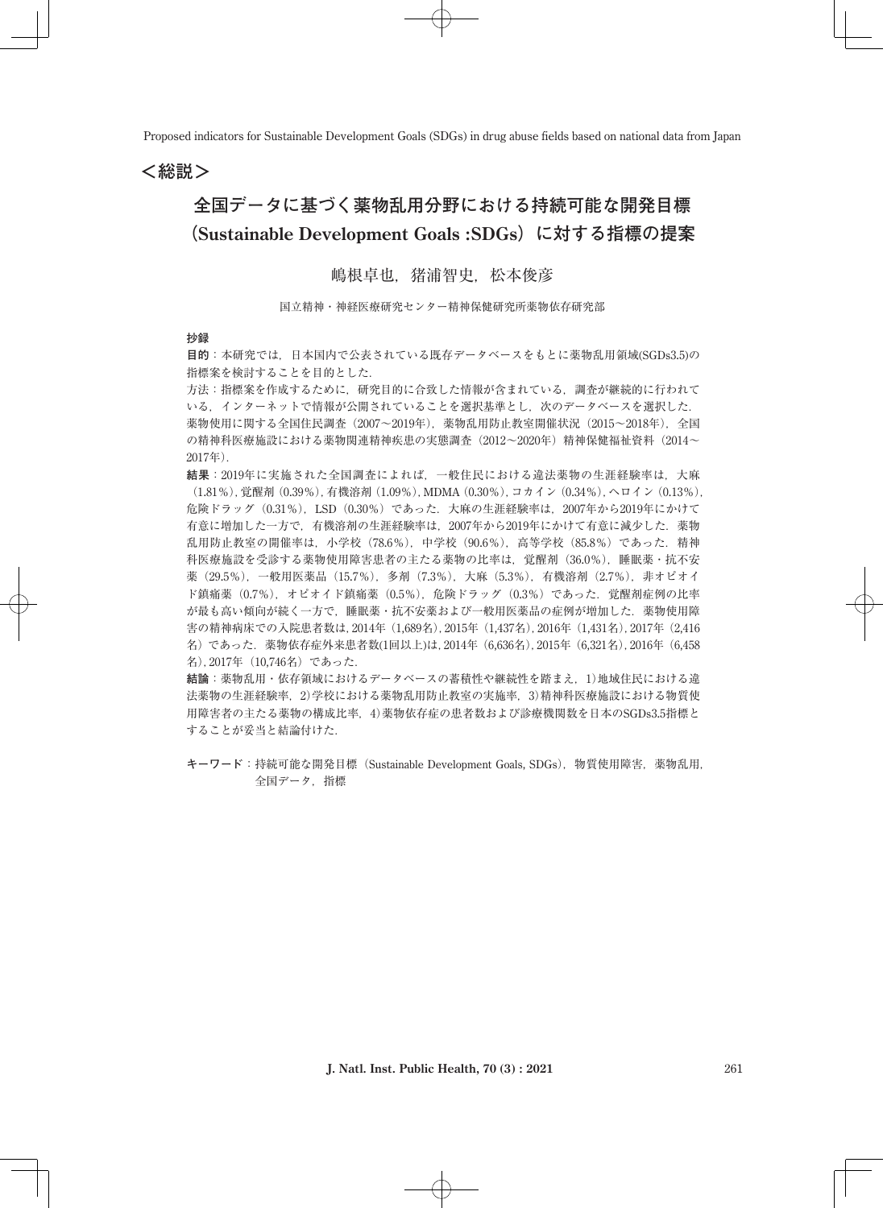Proposed indicators for Sustainable Development Goals (SDGs) in drug abuse fields based on national data from Japan

＜総説＞

# 全国データに基づく薬物乱用分野における持続可能な開発目標（Sustainable Development Goals :SDGs）に対する指標の提案

嶋根卓也，猪浦智史，松本俊彦

国立精神・神経医療研究センター精神保健研究所薬物依存研究部

**抄録**

**目的**：本研究では，日本国内で公表されている既存データベースをもとに薬物乱用領域(SGDs3.5)の指標案を検討することを目的とした．

方法：指標案を作成するために，研究目的に合致した情報が含まれている，調査が継続的に行われている，インターネットで情報が公開されていることを選択基準とし，次のデータベースを選択した．薬物使用に関する全国住民調査（2007〜2019年），薬物乱用防止教室開催状況（2015〜2018年），全国の精神科医療施設における薬物関連精神疾患の実態調査（2012〜2020年）精神保健福祉資料（2014〜2017年）．

**結果**：2019年に実施された全国調査によれば，一般住民における違法薬物の生涯経験率は，大麻（1.81%），覚醒剤（0.39%），有機溶剤（1.09%），MDMA（0.30%），コカイン（0.34%），ヘロイン（0.13%），危険ドラッグ（0.31%），LSD（0.30%）であった．大麻の生涯経験率は，2007年から2019年にかけて有意に増加した一方で，有機溶剤の生涯経験率は，2007年から2019年にかけて有意に減少した．薬物乱用防止教室の開催率は，小学校（78.6%），中学校（90.6%），高等学校（85.8%）であった．精神科医療施設を受診する薬物使用障害患者の主たる薬物の比率は，覚醒剤（36.0%），睡眠薬・抗不安薬（29.5%），一般用医薬品（15.7%），多剤（7.3%），大麻（5.3%），有機溶剤（2.7%），非オピオイド鎮痛薬（0.7%），オピオイド鎮痛薬（0.5%），危険ドラッグ（0.3%）であった．覚醒剤症例の比率が最も高い傾向が続く一方で，睡眠薬・抗不安薬および一般用医薬品の症例が増加した．薬物使用障害の精神病床での入院患者数は，2014年（1,689名），2015年（1,437名），2016年（1,431名），2017年（2,416名）であった．薬物依存症外来患者数(1回以上)は，2014年（6,636名），2015年（6,321名），2016年（6,458名），2017年（10,746名）であった．

**結論**：薬物乱用・依存領域におけるデータベースの蓄積性や継続性を踏まえ，1）地域住民における違法薬物の生涯経験率，2）学校における薬物乱用防止教室の実施率，3）精神科医療施設における物質使用障害者の主たる薬物の構成比率，4）薬物依存症の患者数および診療機関数を日本のSGDs3.5指標とすることが妥当と結論付けた．

**キーワード**：持続可能な開発目標（Sustainable Development Goals, SDGs），物質使用障害，薬物乱用，全国データ，指標